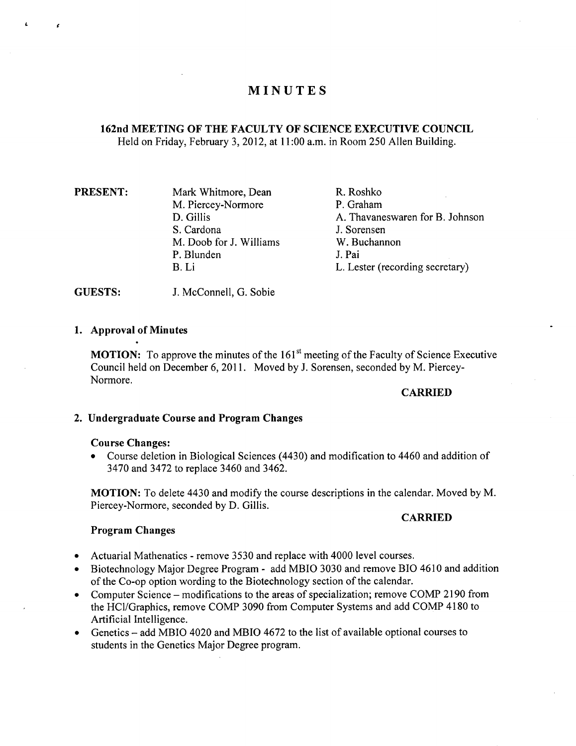# MINUTES

## 162nd MEETING OF THE FACULTY OF SCIENCE EXECUTIVE COUNCIL

Held on Friday, February 3, 2012, at 11:00 a.m. in Room 250 Allen Building.

**PRESENT:**

Mark Whitmore, Dean
M. Piercey-Normore
D. Gillis
S. Cardona
M. Doob for J. Williams
P. Blunden
B. Li
R. Roshko
P. Graham
A. Thavaneswaren for B. Johnson
J. Sorensen
W. Buchannon
J. Pai
L. Lester (recording secretary)

**GUESTS:** J. McConnell, G. Sobie

### 1. Approval of Minutes

**MOTION:** To approve the minutes of the 161st meeting of the Faculty of Science Executive Council held on December 6, 2011. Moved by J. Sorensen, seconded by M. Piercey-Normore.

**CARRIED**

### 2. Undergraduate Course and Program Changes

**Course Changes:**

- Course deletion in Biological Sciences (4430) and modification to 4460 and addition of 3470 and 3472 to replace 3460 and 3462.

**MOTION:** To delete 4430 and modify the course descriptions in the calendar. Moved by M. Piercey-Normore, seconded by D. Gillis.

**CARRIED**

**Program Changes**

- Actuarial Mathematics - remove 3530 and replace with 4000 level courses.
- Biotechnology Major Degree Program - add MBIO 3030 and remove BIO 4610 and addition of the Co-op option wording to the Biotechnology section of the calendar.
- Computer Science – modifications to the areas of specialization; remove COMP 2190 from the HCI/Graphics, remove COMP 3090 from Computer Systems and add COMP 4180 to Artificial Intelligence.
- Genetics – add MBIO 4020 and MBIO 4672 to the list of available optional courses to students in the Genetics Major Degree program.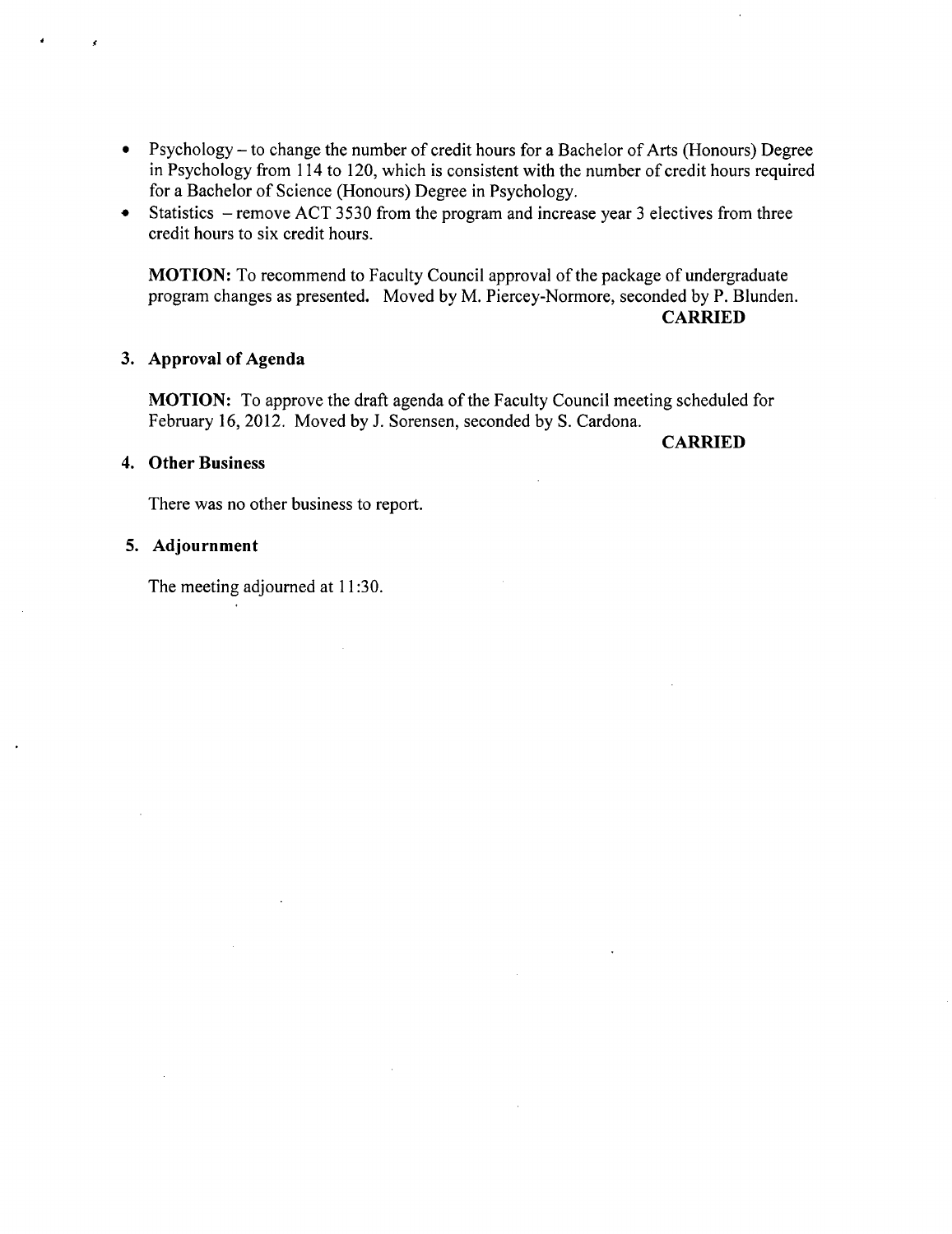- Psychology – to change the number of credit hours for a Bachelor of Arts (Honours) Degree in Psychology from 114 to 120, which is consistent with the number of credit hours required for a Bachelor of Science (Honours) Degree in Psychology.
- Statistics – remove ACT 3530 from the program and increase year 3 electives from three credit hours to six credit hours.

**MOTION:** To recommend to Faculty Council approval of the package of undergraduate program changes as presented. Moved by M. Piercey-Normore, seconded by P. Blunden.

**CARRIED**

### 3. Approval of Agenda

**MOTION:** To approve the draft agenda of the Faculty Council meeting scheduled for February 16, 2012. Moved by J. Sorensen, seconded by S. Cardona.

**CARRIED**

### 4. Other Business

There was no other business to report.

### 5. Adjournment

The meeting adjourned at 11:30.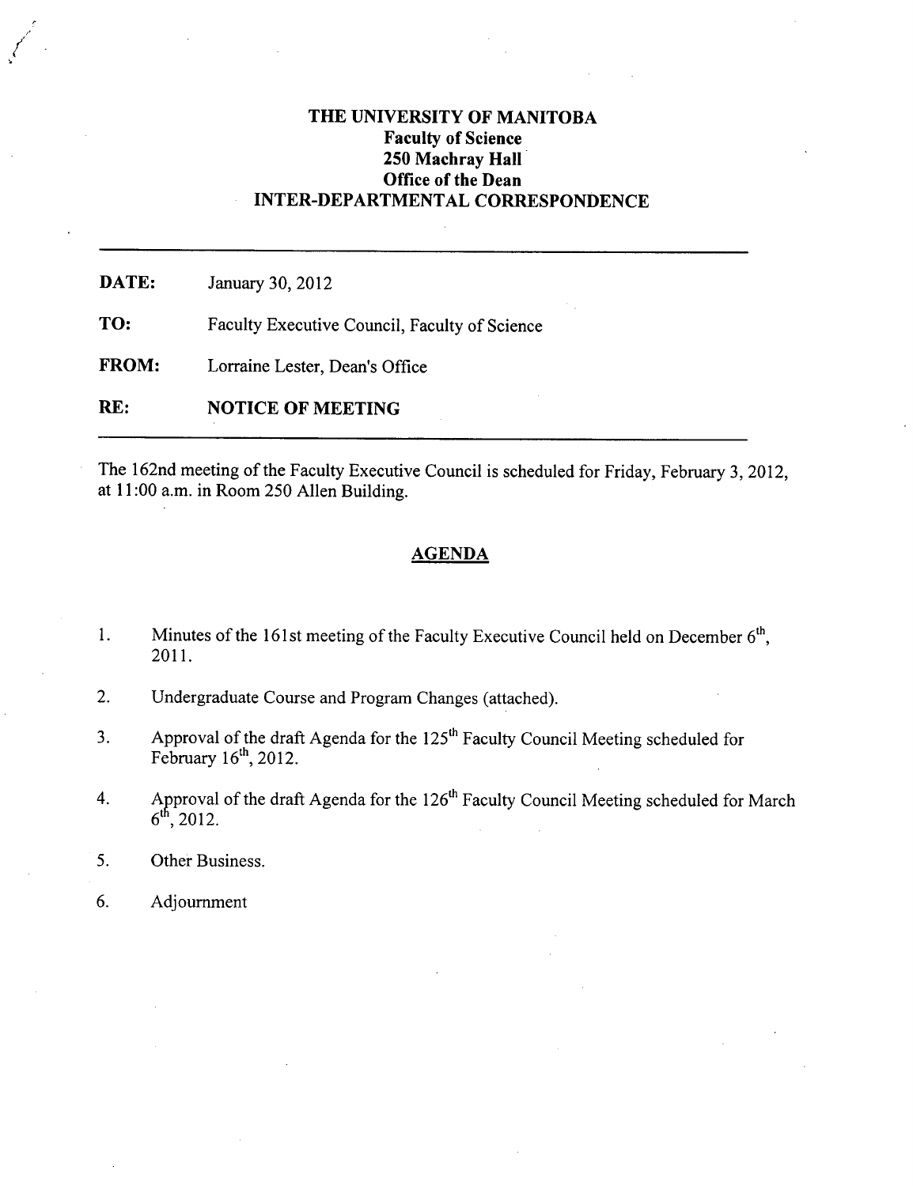**THE UNIVERSITY OF MANITOBA**
**Faculty of Science**
**250 Machray Hall**
**Office of the Dean**
**INTER-DEPARTMENTAL CORRESPONDENCE**

---

**DATE:** January 30, 2012

**TO:** Faculty Executive Council, Faculty of Science

**FROM:** Lorraine Lester, Dean's Office

**RE:** **NOTICE OF MEETING**

---

The 162nd meeting of the Faculty Executive Council is scheduled for Friday, February 3, 2012, at 11:00 a.m. in Room 250 Allen Building.

## AGENDA

1. Minutes of the 161st meeting of the Faculty Executive Council held on December 6th, 2011.

2. Undergraduate Course and Program Changes (attached).

3. Approval of the draft Agenda for the 125th Faculty Council Meeting scheduled for February 16th, 2012.

4. Approval of the draft Agenda for the 126th Faculty Council Meeting scheduled for March 6th, 2012.

5. Other Business.

6. Adjournment